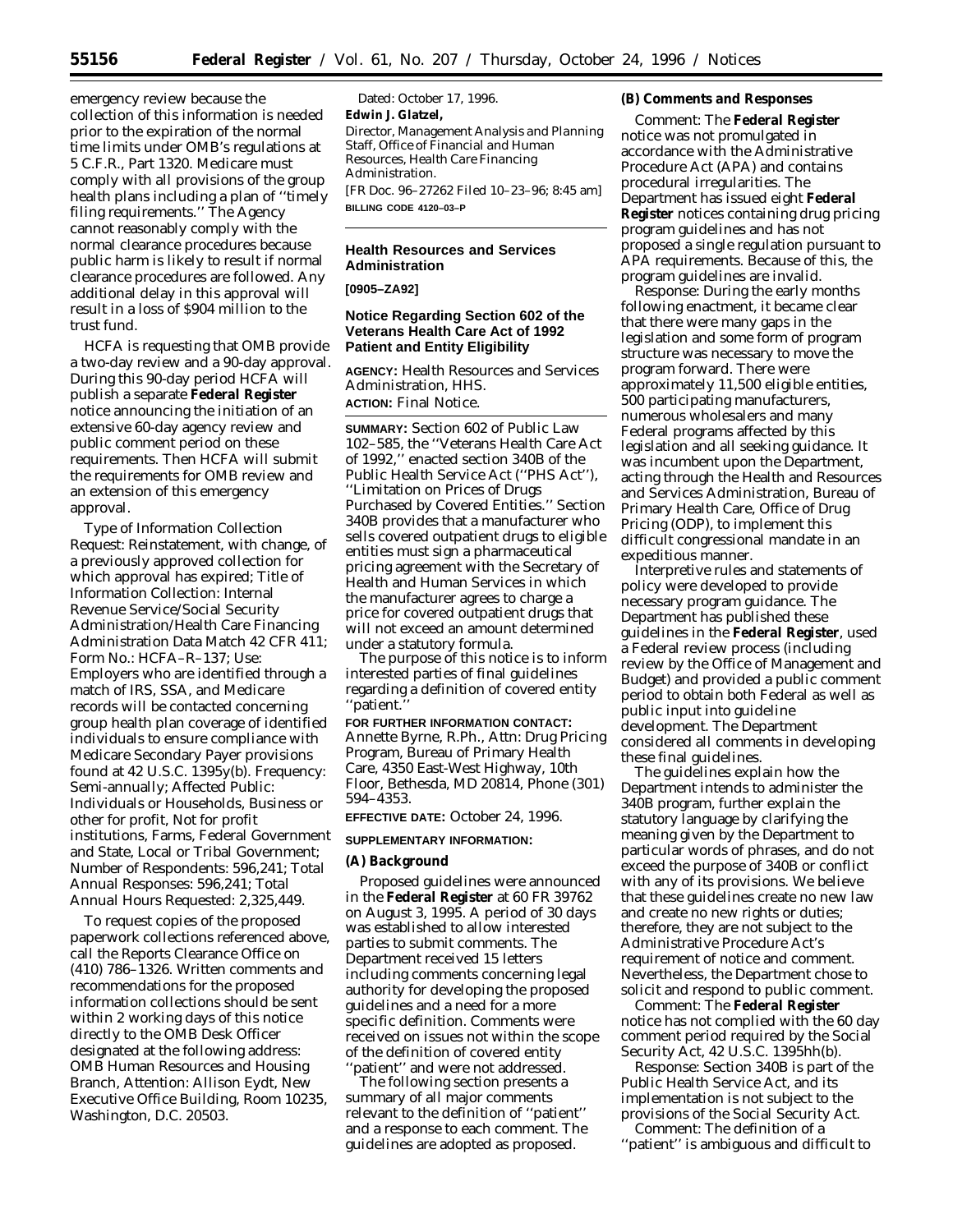emergency review because the collection of this information is needed prior to the expiration of the normal time limits under OMB's regulations at 5 C.F.R., Part 1320. Medicare must comply with all provisions of the group health plans including a plan of ''timely filing requirements.'' The Agency cannot reasonably comply with the normal clearance procedures because public harm is likely to result if normal clearance procedures are followed. Any additional delay in this approval will result in a loss of $904 million to the trust fund.

HCFA is requesting that OMB provide a two-day review and a 90-day approval. During this 90-day period HCFA will publish a separate **Federal Register** notice announcing the initiation of an extensive 60-day agency review and public comment period on these requirements. Then HCFA will submit the requirements for OMB review and an extension of this emergency approval.

Type of Information Collection Request: Reinstatement, with change, of a previously approved collection for which approval has expired; Title of Information Collection: Internal Revenue Service/Social Security Administration/Health Care Financing Administration Data Match 42 CFR 411; Form No.: HCFA–R–137; Use: Employers who are identified through a match of IRS, SSA, and Medicare records will be contacted concerning group health plan coverage of identified individuals to ensure compliance with Medicare Secondary Payer provisions found at 42 U.S.C. 1395y(b). Frequency: Semi-annually; Affected Public: Individuals or Households, Business or other for profit, Not for profit institutions, Farms, Federal Government and State, Local or Tribal Government; Number of Respondents: 596,241; Total Annual Responses: 596,241; Total Annual Hours Requested: 2,325,449.

To request copies of the proposed paperwork collections referenced above, call the Reports Clearance Office on (410) 786–1326. Written comments and recommendations for the proposed information collections should be sent within 2 working days of this notice directly to the OMB Desk Officer designated at the following address: OMB Human Resources and Housing Branch, Attention: Allison Eydt, New Executive Office Building, Room 10235, Washington, D.C. 20503.

Dated: October 17, 1996.

**Edwin J. Glatzel,**

*Director, Management Analysis and Planning Staff, Office of Financial and Human Resources, Health Care Financing Administration.*

[FR Doc. 96–27262 Filed 10–23–96; 8:45 am]

**BILLING CODE 4120–03–P**

## Health Resources and Services Administration

**[0905–ZA92]**

## Notice Regarding Section 602 of the Veterans Health Care Act of 1992 Patient and Entity Eligibility

**AGENCY:** Health Resources and Services Administration, HHS.

**ACTION:** Final Notice.

**SUMMARY:** Section 602 of Public Law 102–585, the ''Veterans Health Care Act of 1992,'' enacted section 340B of the Public Health Service Act (''PHS Act''), ''Limitation on Prices of Drugs Purchased by Covered Entities.'' Section 340B provides that a manufacturer who sells covered outpatient drugs to eligible entities must sign a pharmaceutical pricing agreement with the Secretary of Health and Human Services in which the manufacturer agrees to charge a price for covered outpatient drugs that will not exceed an amount determined under a statutory formula.

The purpose of this notice is to inform interested parties of final guidelines regarding a definition of covered entity ''patient.''

**FOR FURTHER INFORMATION CONTACT:** Annette Byrne, R.Ph., Attn: Drug Pricing Program, Bureau of Primary Health Care, 4350 East-West Highway, 10th Floor, Bethesda, MD 20814, Phone (301) 594–4353.

**EFFECTIVE DATE:** October 24, 1996.

**SUPPLEMENTARY INFORMATION:**

### (A) Background

Proposed guidelines were announced in the **Federal Register** at 60 FR 39762 on August 3, 1995. A period of 30 days was established to allow interested parties to submit comments. The Department received 15 letters including comments concerning legal authority for developing the proposed guidelines and a need for a more specific definition. Comments were received on issues not within the scope of the definition of covered entity ''patient'' and were not addressed.

The following section presents a summary of all major comments relevant to the definition of ''patient'' and a response to each comment. The guidelines are adopted as proposed.

### (B) Comments and Responses

Comment: The **Federal Register** notice was not promulgated in accordance with the Administrative Procedure Act (APA) and contains procedural irregularities. The Department has issued eight **Federal Register** notices containing drug pricing program guidelines and has not proposed a single regulation pursuant to APA requirements. Because of this, the program guidelines are invalid.

Response: During the early months following enactment, it became clear that there were many gaps in the legislation and some form of program structure was necessary to move the program forward. There were approximately 11,500 eligible entities, 500 participating manufacturers, numerous wholesalers and many Federal programs affected by this legislation and all seeking guidance. It was incumbent upon the Department, acting through the Health and Resources and Services Administration, Bureau of Primary Health Care, Office of Drug Pricing (ODP), to implement this difficult congressional mandate in an expeditious manner.

Interpretive rules and statements of policy were developed to provide necessary program guidance. The Department has published these guidelines in the **Federal Register**, used a Federal review process (including review by the Office of Management and Budget) and provided a public comment period to obtain both Federal as well as public input into guideline development. The Department considered all comments in developing these final guidelines.

The guidelines explain how the Department intends to administer the 340B program, further explain the statutory language by clarifying the meaning given by the Department to particular words of phrases, and do not exceed the purpose of 340B or conflict with any of its provisions. We believe that these guidelines create no new law and create no new rights or duties; therefore, they are not subject to the Administrative Procedure Act's requirement of notice and comment. Nevertheless, the Department chose to solicit and respond to public comment.

Comment: The **Federal Register** notice has not complied with the 60 day comment period required by the Social Security Act, 42 U.S.C. 1395hh(b).

Response: Section 340B is part of the Public Health Service Act, and its implementation is not subject to the provisions of the Social Security Act.

Comment: The definition of a ''patient'' is ambiguous and difficult to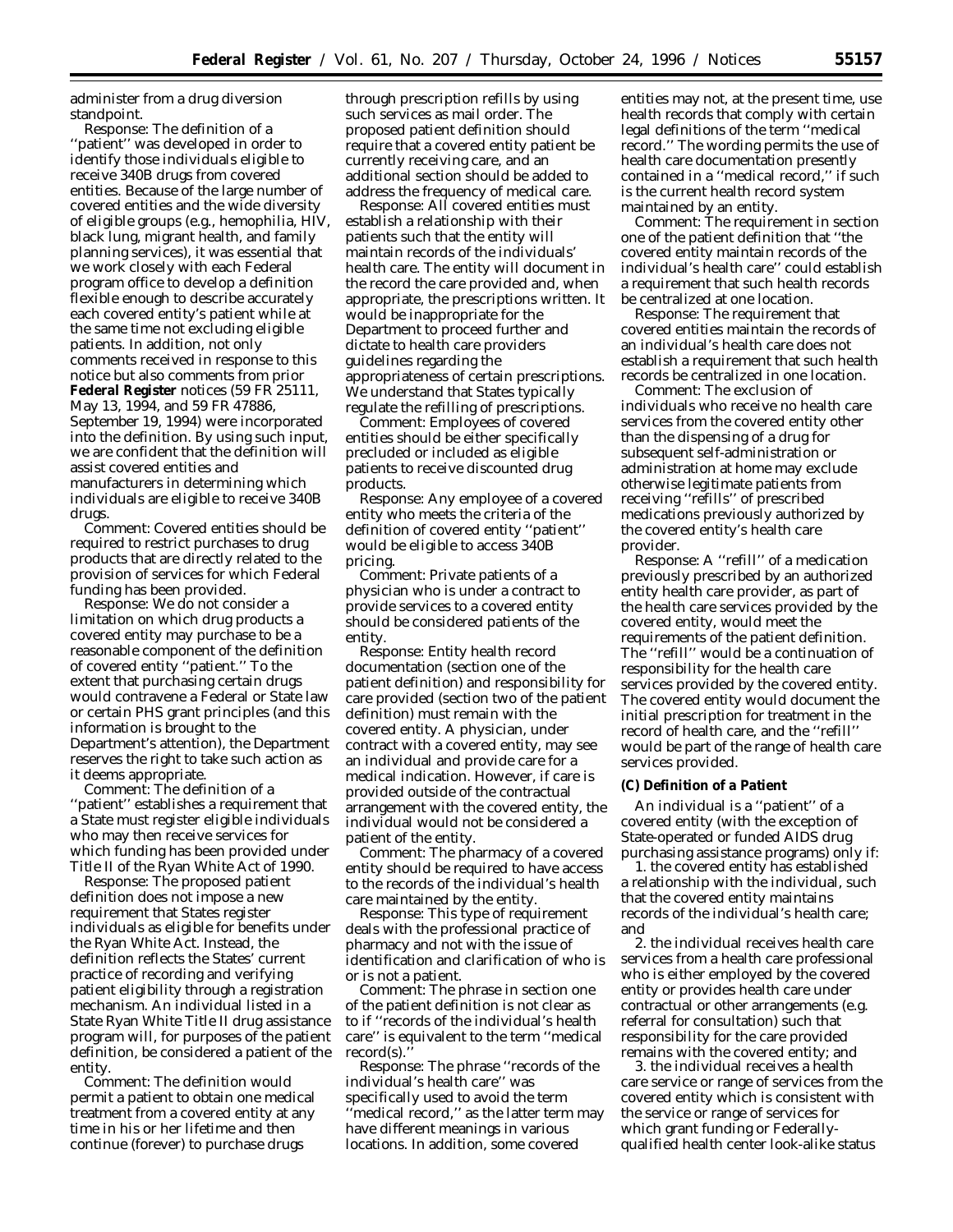administer from a drug diversion standpoint.

Response: The definition of a ''patient'' was developed in order to identify those individuals eligible to receive 340B drugs from covered entities. Because of the large number of covered entities and the wide diversity of eligible groups (e.g., hemophilia, HIV, black lung, migrant health, and family planning services), it was essential that we work closely with each Federal program office to develop a definition flexible enough to describe accurately each covered entity's patient while at the same time not excluding eligible patients. In addition, not only comments received in response to this notice but also comments from prior **Federal Register** notices (59 FR 25111, May 13, 1994, and 59 FR 47886, September 19, 1994) were incorporated into the definition. By using such input, we are confident that the definition will assist covered entities and manufacturers in determining which individuals are eligible to receive 340B drugs.

Comment: Covered entities should be required to restrict purchases to drug products that are directly related to the provision of services for which Federal funding has been provided.

Response: We do not consider a limitation on which drug products a covered entity may purchase to be a reasonable component of the definition of covered entity ''patient.'' To the extent that purchasing certain drugs would contravene a Federal or State law or certain PHS grant principles (and this information is brought to the Department's attention), the Department reserves the right to take such action as it deems appropriate.

Comment: The definition of a ''patient'' establishes a requirement that a State must register eligible individuals who may then receive services for which funding has been provided under Title II of the Ryan White Act of 1990.

Response: The proposed patient definition does not impose a new requirement that States register individuals as eligible for benefits under the Ryan White Act. Instead, the definition reflects the States' current practice of recording and verifying patient eligibility through a registration mechanism. An individual listed in a State Ryan White Title II drug assistance program will, for purposes of the patient definition, be considered a patient of the entity.

Comment: The definition would permit a patient to obtain one medical treatment from a covered entity at any time in his or her lifetime and then continue (forever) to purchase drugs through prescription refills by using such services as mail order. The proposed patient definition should require that a covered entity patient be currently receiving care, and an additional section should be added to address the frequency of medical care.

Response: All covered entities must establish a relationship with their patients such that the entity will maintain records of the individuals' health care. The entity will document in the record the care provided and, when appropriate, the prescriptions written. It would be inappropriate for the Department to proceed further and dictate to health care providers guidelines regarding the appropriateness of certain prescriptions. We understand that States typically regulate the refilling of prescriptions.

Comment: Employees of covered entities should be either specifically precluded or included as eligible patients to receive discounted drug products.

Response: Any employee of a covered entity who meets the criteria of the definition of covered entity ''patient'' would be eligible to access 340B pricing.

Comment: Private patients of a physician who is under a contract to provide services to a covered entity should be considered patients of the entity.

Response: Entity health record documentation (section one of the patient definition) and responsibility for care provided (section two of the patient definition) must remain with the covered entity. A physician, under contract with a covered entity, may see an individual and provide care for a medical indication. However, if care is provided outside of the contractual arrangement with the covered entity, the individual would not be considered a patient of the entity.

Comment: The pharmacy of a covered entity should be required to have access to the records of the individual's health care maintained by the entity.

Response: This type of requirement deals with the professional practice of pharmacy and not with the issue of identification and clarification of who is or is not a patient.

Comment: The phrase in section one of the patient definition is not clear as to if ''records of the individual's health care'' is equivalent to the term ''medical record(s).''

Response: The phrase ''records of the individual's health care'' was specifically used to avoid the term ''medical record,'' as the latter term may have different meanings in various locations. In addition, some covered entities may not, at the present time, use health records that comply with certain legal definitions of the term ''medical record.'' The wording permits the use of health care documentation presently contained in a ''medical record,'' if such is the current health record system maintained by an entity.

Comment: The requirement in section one of the patient definition that ''the covered entity maintain records of the individual's health care'' could establish a requirement that such health records be centralized at one location.

Response: The requirement that covered entities maintain the records of an individual's health care does not establish a requirement that such health records be centralized in one location.

Comment: The exclusion of individuals who receive no health care services from the covered entity other than the dispensing of a drug for subsequent self-administration or administration at home may exclude otherwise legitimate patients from receiving ''refills'' of prescribed medications previously authorized by the covered entity's health care provider.

Response: A ''refill'' of a medication previously prescribed by an authorized entity health care provider, as part of the health care services provided by the covered entity, would meet the requirements of the patient definition. The ''refill'' would be a continuation of responsibility for the health care services provided by the covered entity. The covered entity would document the initial prescription for treatment in the record of health care, and the ''refill'' would be part of the range of health care services provided.

### (C) Definition of a Patient

An individual is a ''patient'' of a covered entity (with the exception of State-operated or funded AIDS drug purchasing assistance programs) only if:

1. the covered entity has established a relationship with the individual, such that the covered entity maintains records of the individual's health care; and

2. the individual receives health care services from a health care professional who is either employed by the covered entity or provides health care under contractual or other arrangements (e.g. referral for consultation) such that responsibility for the care provided remains with the covered entity; and

3. the individual receives a health care service or range of services from the covered entity which is consistent with the service or range of services for which grant funding or Federally-qualified health center look-alike status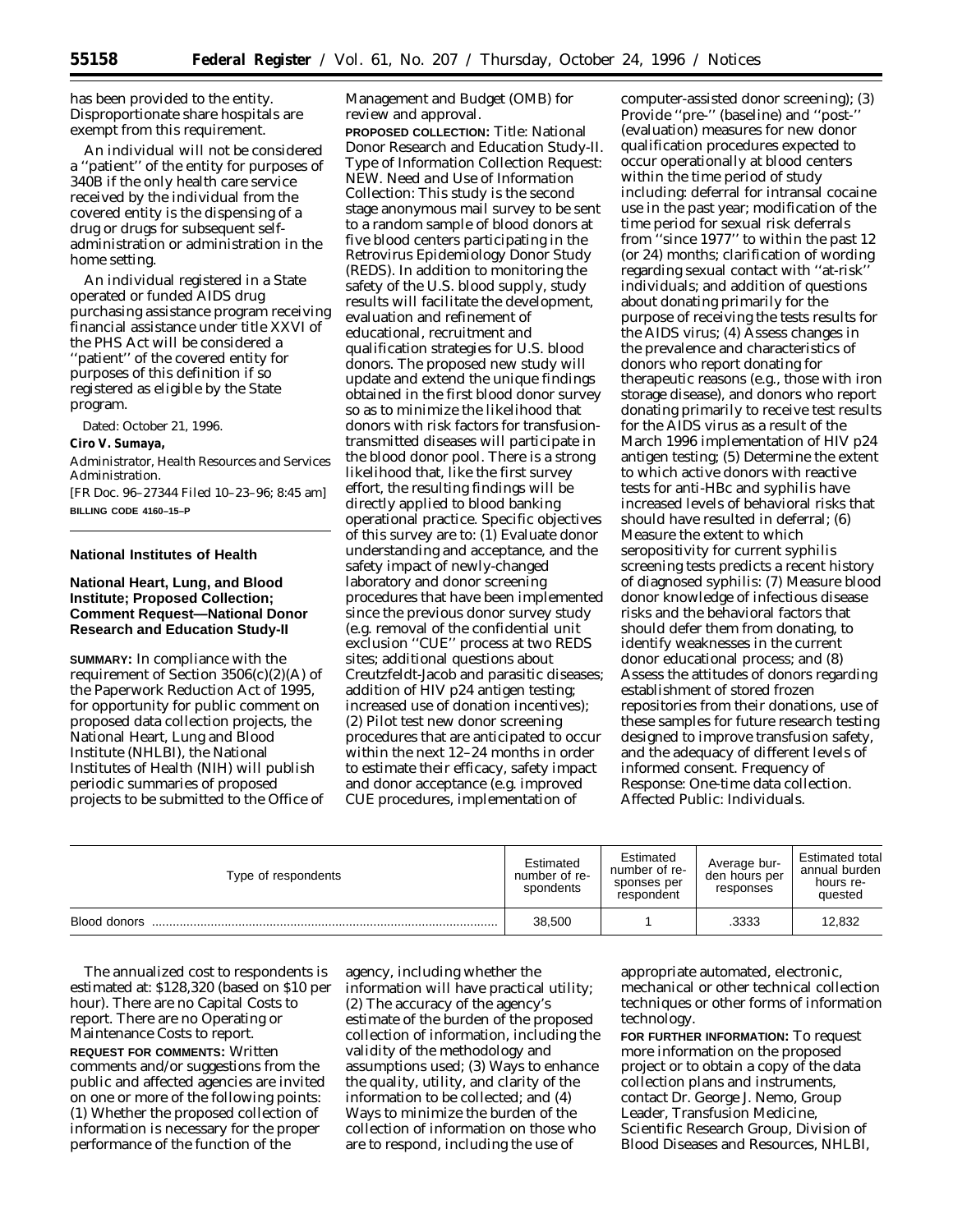has been provided to the entity. Disproportionate share hospitals are exempt from this requirement.

An individual will not be considered a ''patient'' of the entity for purposes of 340B if the only health care service received by the individual from the covered entity is the dispensing of a drug or drugs for subsequent self-administration or administration in the home setting.

An individual registered in a State operated or funded AIDS drug purchasing assistance program receiving financial assistance under title XXVI of the PHS Act will be considered a ''patient'' of the covered entity for purposes of this definition if so registered as eligible by the State program.

Dated: October 21, 1996.

**Ciro V. Sumaya,**

*Administrator, Health Resources and Services Administration.*

[FR Doc. 96–27344 Filed 10–23–96; 8:45 am]

**BILLING CODE 4160–15–P**

---

## National Institutes of Health

## National Heart, Lung, and Blood Institute; Proposed Collection; Comment Request—National Donor Research and Education Study-II

**SUMMARY:** In compliance with the requirement of Section 3506(c)(2)(A) of the Paperwork Reduction Act of 1995, for opportunity for public comment on proposed data collection projects, the National Heart, Lung and Blood Institute (NHLBI), the National Institutes of Health (NIH) will publish periodic summaries of proposed projects to be submitted to the Office of Management and Budget (OMB) for review and approval.

**PROPOSED COLLECTION:** *Title:* National Donor Research and Education Study-II. *Type of Information Collection Request:* NEW. *Need and Use of Information Collection:* This study is the second stage anonymous mail survey to be sent to a random sample of blood donors at five blood centers participating in the Retrovirus Epidemiology Donor Study (REDS). In addition to monitoring the safety of the U.S. blood supply, study results will facilitate the development, evaluation and refinement of educational, recruitment and qualification strategies for U.S. blood donors. The proposed new study will update and extend the unique findings obtained in the first blood donor survey so as to minimize the likelihood that donors with risk factors for transfusion-transmitted diseases will participate in the blood donor pool. There is a strong likelihood that, like the first survey effort, the resulting findings will be directly applied to blood banking operational practice. Specific objectives of this survey are to: (1) Evaluate donor understanding and acceptance, and the safety impact of newly-changed laboratory and donor screening procedures that have been implemented since the previous donor survey study (e.g. removal of the confidential unit exclusion ''CUE'' process at two REDS sites; additional questions about Creutzfeldt-Jacob and parasitic diseases; addition of HIV p24 antigen testing; increased use of donation incentives); (2) Pilot test new donor screening procedures that are anticipated to occur within the next 12–24 months in order to estimate their efficacy, safety impact and donor acceptance (e.g. improved CUE procedures, implementation of computer-assisted donor screening); (3) Provide ''pre-'' (baseline) and ''post-'' (evaluation) measures for new donor qualification procedures expected to occur operationally at blood centers within the time period of study including: deferral for intransal cocaine use in the past year; modification of the time period for sexual risk deferrals from ''since 1977'' to within the past 12 (or 24) months; clarification of wording regarding sexual contact with ''at-risk'' individuals; and addition of questions about donating primarily for the purpose of receiving the tests results for the AIDS virus; (4) Assess changes in the prevalence and characteristics of donors who report donating for therapeutic reasons (e.g., those with iron storage disease), and donors who report donating primarily to receive test results for the AIDS virus as a result of the March 1996 implementation of HIV p24 antigen testing; (5) Determine the extent to which active donors with reactive tests for anti-HBc and syphilis have increased levels of behavioral risks that should have resulted in deferral; (6) Measure the extent to which seropositivity for current syphilis screening tests predicts a recent history of diagnosed syphilis: (7) Measure blood donor knowledge of infectious disease risks and the behavioral factors that should defer them from donating, to identify weaknesses in the current donor educational process; and (8) Assess the attitudes of donors regarding establishment of stored frozen repositories from their donations, use of these samples for future research testing designed to improve transfusion safety, and the adequacy of different levels of informed consent. *Frequency of Response:* One-time data collection. *Affected Public:* Individuals.

| Type of respondents | Estimated number of respondents | Estimated number of responses per respondent | Average burden hours per responses | Estimated total annual burden hours requested |
|---|---|---|---|---|
| Blood donors | 38,500 | 1 | .3333 | 12,832 |

The annualized cost to respondents is estimated at: $128,320 (based on $10 per hour). There are no Capital Costs to report. There are no Operating or Maintenance Costs to report.

**REQUEST FOR COMMENTS:** Written comments and/or suggestions from the public and affected agencies are invited on one or more of the following points: (1) Whether the proposed collection of information is necessary for the proper performance of the function of the agency, including whether the information will have practical utility; (2) The accuracy of the agency's estimate of the burden of the proposed collection of information, including the validity of the methodology and assumptions used; (3) Ways to enhance the quality, utility, and clarity of the information to be collected; and (4) Ways to minimize the burden of the collection of information on those who are to respond, including the use of appropriate automated, electronic, mechanical or other technical collection techniques or other forms of information technology.

**FOR FURTHER INFORMATION:** To request more information on the proposed project or to obtain a copy of the data collection plans and instruments, contact Dr. George J. Nemo, Group Leader, Transfusion Medicine, Scientific Research Group, Division of Blood Diseases and Resources, NHLBI,